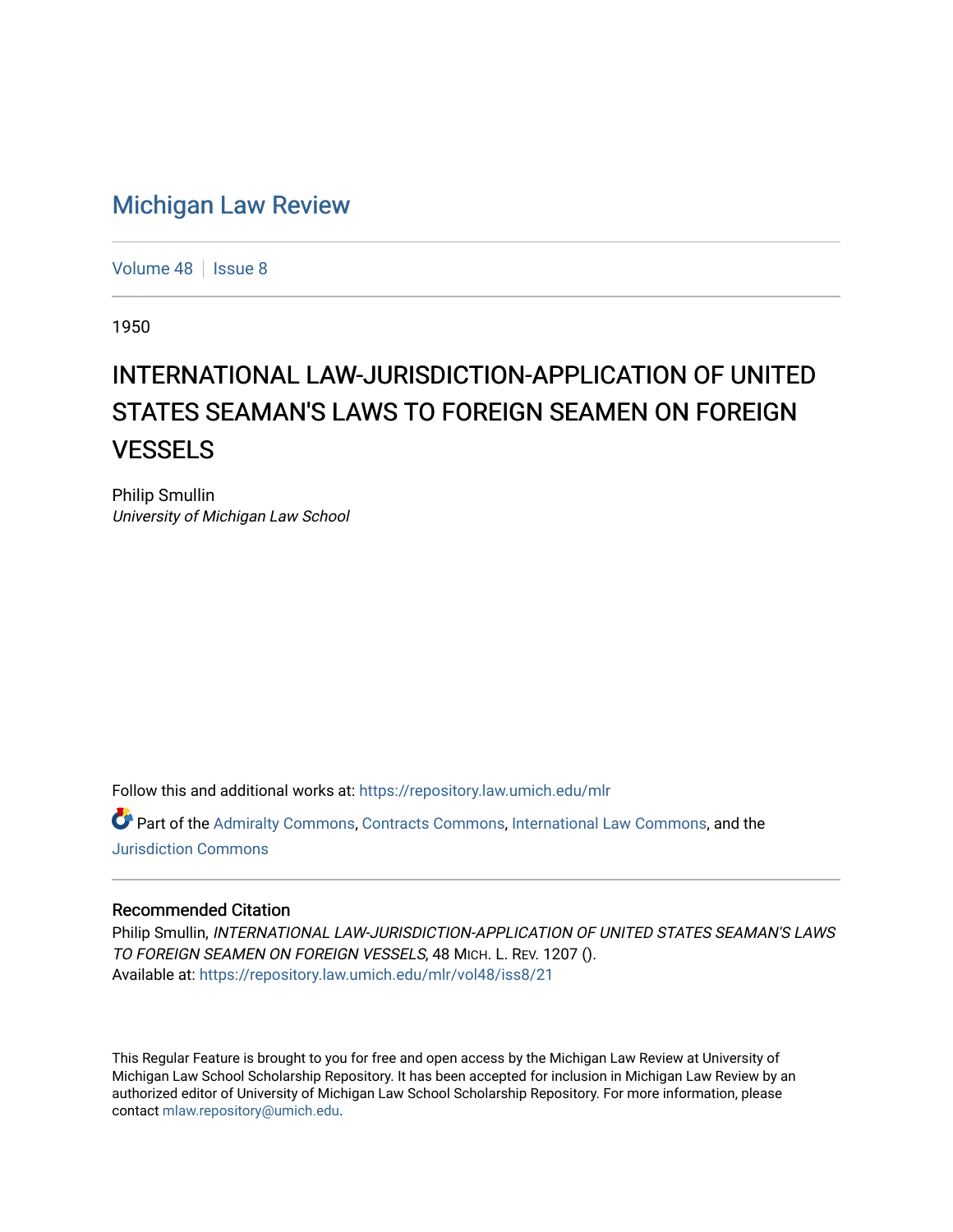# Michigan Law Review

Volume 48 | Issue 8

1950

## INTERNATIONAL LAW-JURISDICTION-APPLICATION OF UNITED STATES SEAMAN'S LAWS TO FOREIGN SEAMEN ON FOREIGN VESSELS

Philip Smullin
*University of Michigan Law School*

Follow this and additional works at: https://repository.law.umich.edu/mlr

Part of the Admiralty Commons, Contracts Commons, International Law Commons, and the Jurisdiction Commons

### Recommended Citation

Philip Smullin, *INTERNATIONAL LAW-JURISDICTION-APPLICATION OF UNITED STATES SEAMAN'S LAWS TO FOREIGN SEAMEN ON FOREIGN VESSELS*, 48 MICH. L. REV. 1207 ().
Available at: https://repository.law.umich.edu/mlr/vol48/iss8/21

This Regular Feature is brought to you for free and open access by the Michigan Law Review at University of Michigan Law School Scholarship Repository. It has been accepted for inclusion in Michigan Law Review by an authorized editor of University of Michigan Law School Scholarship Repository. For more information, please contact mlaw.repository@umich.edu.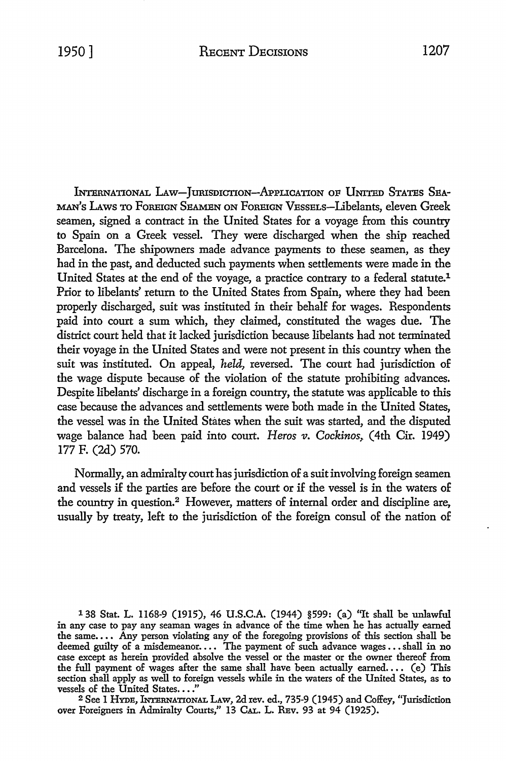INTERNATIONAL LAW—JURISDICTION—APPLICATION OF UNITED STATES SEAMAN'S LAWS TO FOREIGN SEAMEN ON FOREIGN VESSELS—Libelants, eleven Greek seamen, signed a contract in the United States for a voyage from this country to Spain on a Greek vessel. They were discharged when the ship reached Barcelona. The shipowners made advance payments to these seamen, as they had in the past, and deducted such payments when settlements were made in the United States at the end of the voyage, a practice contrary to a federal statute.[1] Prior to libelants' return to the United States from Spain, where they had been properly discharged, suit was instituted in their behalf for wages. Respondents paid into court a sum which, they claimed, constituted the wages due. The district court held that it lacked jurisdiction because libelants had not terminated their voyage in the United States and were not present in this country when the suit was instituted. On appeal, *held,* reversed. The court had jurisdiction of the wage dispute because of the violation of the statute prohibiting advances. Despite libelants' discharge in a foreign country, the statute was applicable to this case because the advances and settlements were both made in the United States, the vessel was in the United States when the suit was started, and the disputed wage balance had been paid into court. *Heros v. Cockinos,* (4th Cir. 1949) 177 F. (2d) 570.

Normally, an admiralty court has jurisdiction of a suit involving foreign seamen and vessels if the parties are before the court or if the vessel is in the waters of the country in question.[2] However, matters of internal order and discipline are, usually by treaty, left to the jurisdiction of the foreign consul of the nation of

---

[1] 38 Stat. L. 1168-9 (1915), 46 U.S.C.A. (1944) §599: (a) "It shall be unlawful in any case to pay any seaman wages in advance of the time when he has actually earned the same.... Any person violating any of the foregoing provisions of this section shall be deemed guilty of a misdemeanor.... The payment of such advance wages... shall in no case except as herein provided absolve the vessel or the master or the owner thereof from the full payment of wages after the same shall have been actually earned.... (e) This section shall apply as well to foreign vessels while in the waters of the United States, as to vessels of the United States...."

[2] See 1 HYDE, INTERNATIONAL LAW, 2d rev. ed., 735-9 (1945) and Coffey, "Jurisdiction over Foreigners in Admiralty Courts," 13 CAL. L. REV. 93 at 94 (1925).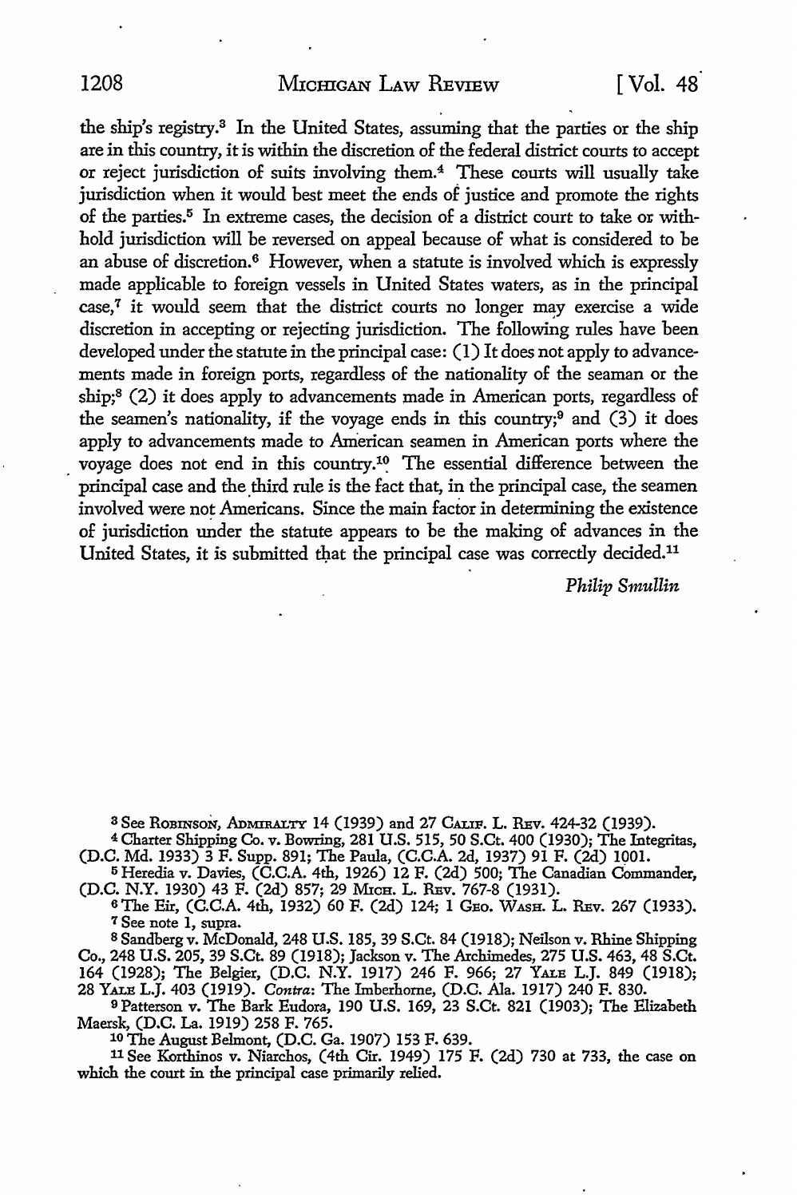the ship's registry.[3] In the United States, assuming that the parties or the ship are in this country, it is within the discretion of the federal district courts to accept or reject jurisdiction of suits involving them.[4] These courts will usually take jurisdiction when it would best meet the ends of justice and promote the rights of the parties.[5] In extreme cases, the decision of a district court to take or withhold jurisdiction will be reversed on appeal because of what is considered to be an abuse of discretion.[6] However, when a statute is involved which is expressly made applicable to foreign vessels in United States waters, as in the principal case,[7] it would seem that the district courts no longer may exercise a wide discretion in accepting or rejecting jurisdiction. The following rules have been developed under the statute in the principal case: (1) It does not apply to advancements made in foreign ports, regardless of the nationality of the seaman or the ship;[8] (2) it does apply to advancements made in American ports, regardless of the seamen's nationality, if the voyage ends in this country;[9] and (3) it does apply to advancements made to American seamen in American ports where the voyage does not end in this country.[10] The essential difference between the principal case and the third rule is the fact that, in the principal case, the seamen involved were not Americans. Since the main factor in determining the existence of jurisdiction under the statute appears to be the making of advances in the United States, it is submitted that the principal case was correctly decided.[11]

*Philip Smullin*

---

[3] See ROBINSON, ADMIRALTY 14 (1939) and 27 CALIF. L. REV. 424-32 (1939).

[4] Charter Shipping Co. v. Bowring, 281 U.S. 515, 50 S.Ct. 400 (1930); The Integritas, (D.C. Md. 1933) 3 F. Supp. 891; The Paula, (C.C.A. 2d, 1937) 91 F. (2d) 1001.

[5] Heredia v. Davies, (C.C.A. 4th, 1926) 12 F. (2d) 500; The Canadian Commander, (D.C. N.Y. 1930) 43 F. (2d) 857; 29 MICH. L. REV. 767-8 (1931).

[6] The Eir, (C.C.A. 4th, 1932) 60 F. (2d) 124; 1 GEO. WASH. L. REV. 267 (1933).

[7] See note 1, supra.

[8] Sandberg v. McDonald, 248 U.S. 185, 39 S.Ct. 84 (1918); Neilson v. Rhine Shipping Co., 248 U.S. 205, 39 S.Ct. 89 (1918); Jackson v. The Archimedes, 275 U.S. 463, 48 S.Ct. 164 (1928); The Belgier, (D.C. N.Y. 1917) 246 F. 966; 27 YALE L.J. 849 (1918); 28 YALE L.J. 403 (1919). *Contra*: The Imberhorne, (D.C. Ala. 1917) 240 F. 830.

[9] Patterson v. The Bark Eudora, 190 U.S. 169, 23 S.Ct. 821 (1903); The Elizabeth Maersk, (D.C. La. 1919) 258 F. 765.

[10] The August Belmont, (D.C. Ga. 1907) 153 F. 639.

[11] See Korthinos v. Niarchos, (4th Cir. 1949) 175 F. (2d) 730 at 733, the case on which the court in the principal case primarily relied.